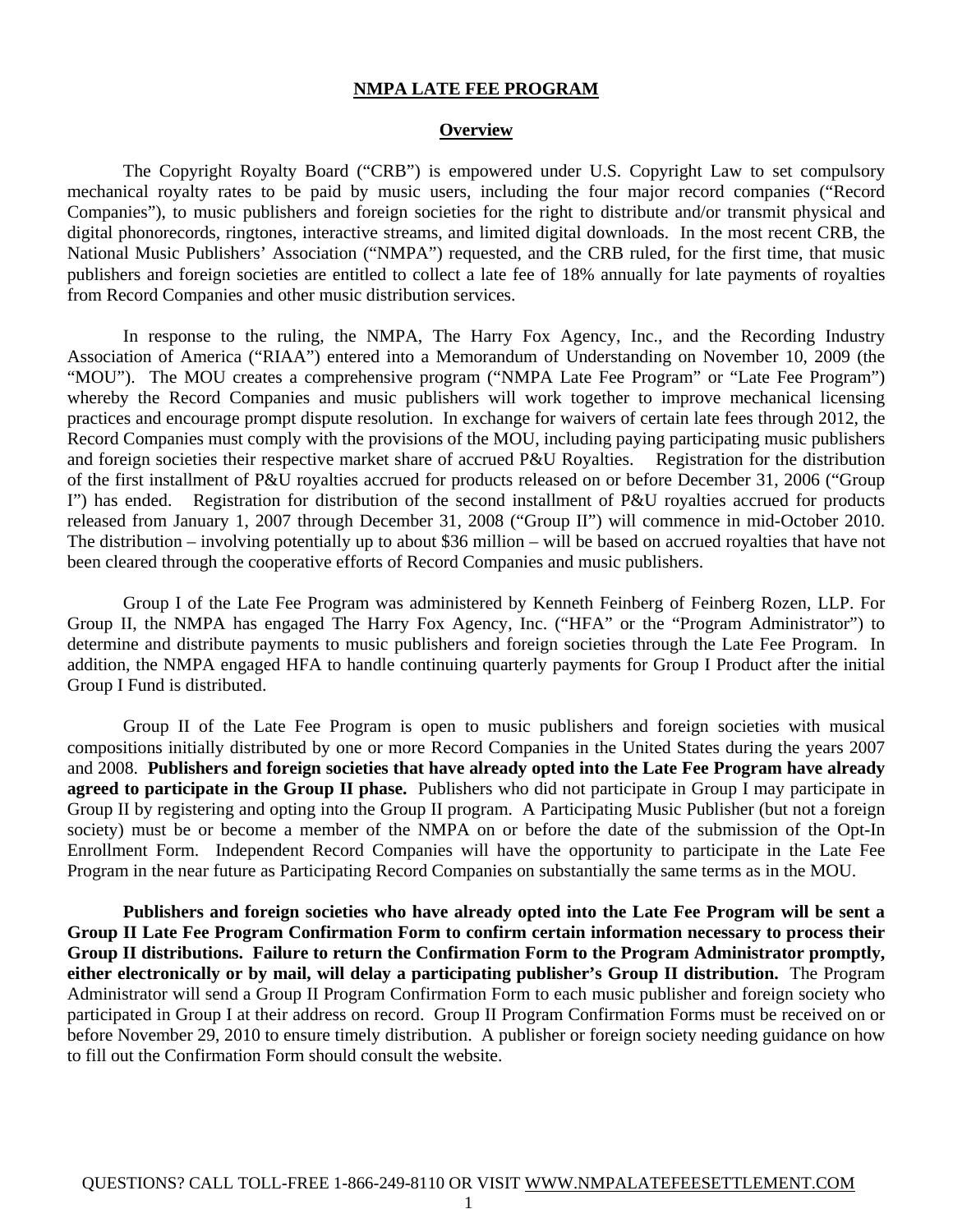# NMPA LATE FEE PROGRAM

## Overview

The Copyright Royalty Board ("CRB") is empowered under U.S. Copyright Law to set compulsory mechanical royalty rates to be paid by music users, including the four major record companies ("Record Companies"), to music publishers and foreign societies for the right to distribute and/or transmit physical and digital phonorecords, ringtones, interactive streams, and limited digital downloads. In the most recent CRB, the National Music Publishers' Association ("NMPA") requested, and the CRB ruled, for the first time, that music publishers and foreign societies are entitled to collect a late fee of 18% annually for late payments of royalties from Record Companies and other music distribution services.

In response to the ruling, the NMPA, The Harry Fox Agency, Inc., and the Recording Industry Association of America ("RIAA") entered into a Memorandum of Understanding on November 10, 2009 (the "MOU"). The MOU creates a comprehensive program ("NMPA Late Fee Program" or "Late Fee Program") whereby the Record Companies and music publishers will work together to improve mechanical licensing practices and encourage prompt dispute resolution. In exchange for waivers of certain late fees through 2012, the Record Companies must comply with the provisions of the MOU, including paying participating music publishers and foreign societies their respective market share of accrued P&U Royalties. Registration for the distribution of the first installment of P&U royalties accrued for products released on or before December 31, 2006 ("Group I") has ended. Registration for distribution of the second installment of P&U royalties accrued for products released from January 1, 2007 through December 31, 2008 ("Group II") will commence in mid-October 2010. The distribution – involving potentially up to about $36 million – will be based on accrued royalties that have not been cleared through the cooperative efforts of Record Companies and music publishers.

Group I of the Late Fee Program was administered by Kenneth Feinberg of Feinberg Rozen, LLP. For Group II, the NMPA has engaged The Harry Fox Agency, Inc. ("HFA" or the "Program Administrator") to determine and distribute payments to music publishers and foreign societies through the Late Fee Program. In addition, the NMPA engaged HFA to handle continuing quarterly payments for Group I Product after the initial Group I Fund is distributed.

Group II of the Late Fee Program is open to music publishers and foreign societies with musical compositions initially distributed by one or more Record Companies in the United States during the years 2007 and 2008. **Publishers and foreign societies that have already opted into the Late Fee Program have already agreed to participate in the Group II phase.** Publishers who did not participate in Group I may participate in Group II by registering and opting into the Group II program. A Participating Music Publisher (but not a foreign society) must be or become a member of the NMPA on or before the date of the submission of the Opt-In Enrollment Form. Independent Record Companies will have the opportunity to participate in the Late Fee Program in the near future as Participating Record Companies on substantially the same terms as in the MOU.

**Publishers and foreign societies who have already opted into the Late Fee Program will be sent a Group II Late Fee Program Confirmation Form to confirm certain information necessary to process their Group II distributions. Failure to return the Confirmation Form to the Program Administrator promptly, either electronically or by mail, will delay a participating publisher's Group II distribution.** The Program Administrator will send a Group II Program Confirmation Form to each music publisher and foreign society who participated in Group I at their address on record. Group II Program Confirmation Forms must be received on or before November 29, 2010 to ensure timely distribution. A publisher or foreign society needing guidance on how to fill out the Confirmation Form should consult the website.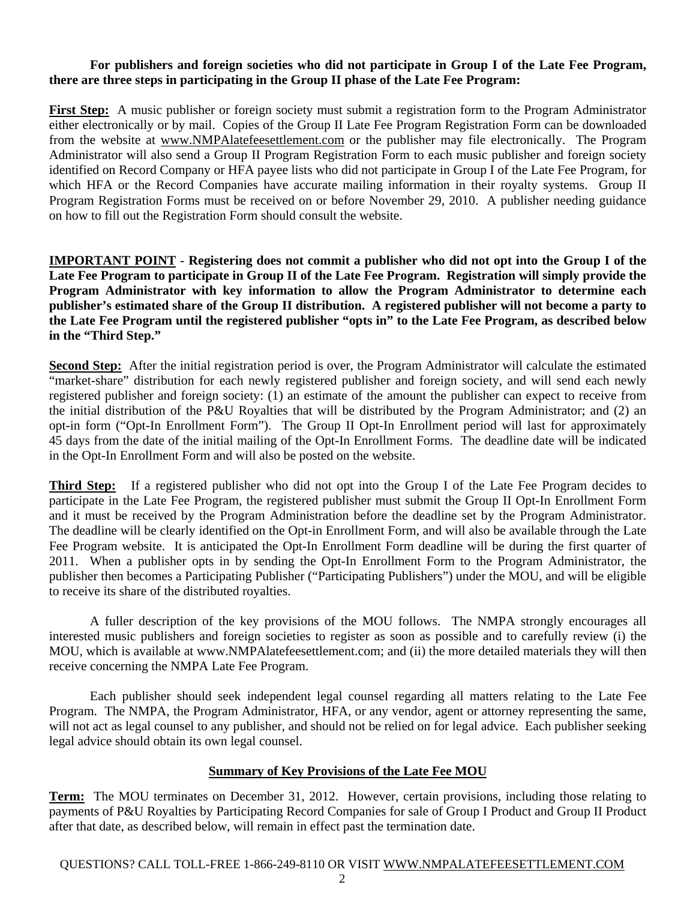**For publishers and foreign societies who did not participate in Group I of the Late Fee Program, there are three steps in participating in the Group II phase of the Late Fee Program:**

**First Step:** A music publisher or foreign society must submit a registration form to the Program Administrator either electronically or by mail. Copies of the Group II Late Fee Program Registration Form can be downloaded from the website at www.NMPAlatefeesettlement.com or the publisher may file electronically. The Program Administrator will also send a Group II Program Registration Form to each music publisher and foreign society identified on Record Company or HFA payee lists who did not participate in Group I of the Late Fee Program, for which HFA or the Record Companies have accurate mailing information in their royalty systems. Group II Program Registration Forms must be received on or before November 29, 2010. A publisher needing guidance on how to fill out the Registration Form should consult the website.

**IMPORTANT POINT - Registering does not commit a publisher who did not opt into the Group I of the Late Fee Program to participate in Group II of the Late Fee Program. Registration will simply provide the Program Administrator with key information to allow the Program Administrator to determine each publisher's estimated share of the Group II distribution. A registered publisher will not become a party to the Late Fee Program until the registered publisher "opts in" to the Late Fee Program, as described below in the "Third Step."**

**Second Step:** After the initial registration period is over, the Program Administrator will calculate the estimated "market-share" distribution for each newly registered publisher and foreign society, and will send each newly registered publisher and foreign society: (1) an estimate of the amount the publisher can expect to receive from the initial distribution of the P&U Royalties that will be distributed by the Program Administrator; and (2) an opt-in form ("Opt-In Enrollment Form"). The Group II Opt-In Enrollment period will last for approximately 45 days from the date of the initial mailing of the Opt-In Enrollment Forms. The deadline date will be indicated in the Opt-In Enrollment Form and will also be posted on the website.

**Third Step:** If a registered publisher who did not opt into the Group I of the Late Fee Program decides to participate in the Late Fee Program, the registered publisher must submit the Group II Opt-In Enrollment Form and it must be received by the Program Administration before the deadline set by the Program Administrator. The deadline will be clearly identified on the Opt-in Enrollment Form, and will also be available through the Late Fee Program website. It is anticipated the Opt-In Enrollment Form deadline will be during the first quarter of 2011. When a publisher opts in by sending the Opt-In Enrollment Form to the Program Administrator, the publisher then becomes a Participating Publisher ("Participating Publishers") under the MOU, and will be eligible to receive its share of the distributed royalties.

A fuller description of the key provisions of the MOU follows. The NMPA strongly encourages all interested music publishers and foreign societies to register as soon as possible and to carefully review (i) the MOU, which is available at www.NMPAlatefeesettlement.com; and (ii) the more detailed materials they will then receive concerning the NMPA Late Fee Program.

Each publisher should seek independent legal counsel regarding all matters relating to the Late Fee Program. The NMPA, the Program Administrator, HFA, or any vendor, agent or attorney representing the same, will not act as legal counsel to any publisher, and should not be relied on for legal advice. Each publisher seeking legal advice should obtain its own legal counsel.

## Summary of Key Provisions of the Late Fee MOU

**Term:** The MOU terminates on December 31, 2012. However, certain provisions, including those relating to payments of P&U Royalties by Participating Record Companies for sale of Group I Product and Group II Product after that date, as described below, will remain in effect past the termination date.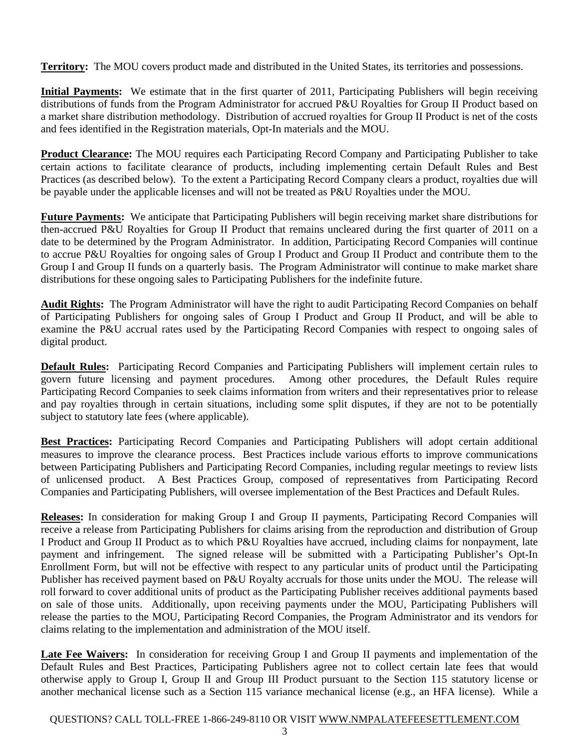**<u>Territory</u>:** The MOU covers product made and distributed in the United States, its territories and possessions.

**<u>Initial Payments</u>:** We estimate that in the first quarter of 2011, Participating Publishers will begin receiving distributions of funds from the Program Administrator for accrued P&U Royalties for Group II Product based on a market share distribution methodology. Distribution of accrued royalties for Group II Product is net of the costs and fees identified in the Registration materials, Opt-In materials and the MOU.

**<u>Product Clearance</u>:** The MOU requires each Participating Record Company and Participating Publisher to take certain actions to facilitate clearance of products, including implementing certain Default Rules and Best Practices (as described below). To the extent a Participating Record Company clears a product, royalties due will be payable under the applicable licenses and will not be treated as P&U Royalties under the MOU.

**<u>Future Payments</u>:** We anticipate that Participating Publishers will begin receiving market share distributions for then-accrued P&U Royalties for Group II Product that remains uncleared during the first quarter of 2011 on a date to be determined by the Program Administrator. In addition, Participating Record Companies will continue to accrue P&U Royalties for ongoing sales of Group I Product and Group II Product and contribute them to the Group I and Group II funds on a quarterly basis. The Program Administrator will continue to make market share distributions for these ongoing sales to Participating Publishers for the indefinite future.

**<u>Audit Rights</u>:** The Program Administrator will have the right to audit Participating Record Companies on behalf of Participating Publishers for ongoing sales of Group I Product and Group II Product, and will be able to examine the P&U accrual rates used by the Participating Record Companies with respect to ongoing sales of digital product.

**<u>Default Rules</u>:** Participating Record Companies and Participating Publishers will implement certain rules to govern future licensing and payment procedures. Among other procedures, the Default Rules require Participating Record Companies to seek claims information from writers and their representatives prior to release and pay royalties through in certain situations, including some split disputes, if they are not to be potentially subject to statutory late fees (where applicable).

**<u>Best Practices</u>:** Participating Record Companies and Participating Publishers will adopt certain additional measures to improve the clearance process. Best Practices include various efforts to improve communications between Participating Publishers and Participating Record Companies, including regular meetings to review lists of unlicensed product. A Best Practices Group, composed of representatives from Participating Record Companies and Participating Publishers, will oversee implementation of the Best Practices and Default Rules.

**<u>Releases</u>:** In consideration for making Group I and Group II payments, Participating Record Companies will receive a release from Participating Publishers for claims arising from the reproduction and distribution of Group I Product and Group II Product as to which P&U Royalties have accrued, including claims for nonpayment, late payment and infringement. The signed release will be submitted with a Participating Publisher's Opt-In Enrollment Form, but will not be effective with respect to any particular units of product until the Participating Publisher has received payment based on P&U Royalty accruals for those units under the MOU. The release will roll forward to cover additional units of product as the Participating Publisher receives additional payments based on sale of those units. Additionally, upon receiving payments under the MOU, Participating Publishers will release the parties to the MOU, Participating Record Companies, the Program Administrator and its vendors for claims relating to the implementation and administration of the MOU itself.

**<u>Late Fee Waivers</u>:** In consideration for receiving Group I and Group II payments and implementation of the Default Rules and Best Practices, Participating Publishers agree not to collect certain late fees that would otherwise apply to Group I, Group II and Group III Product pursuant to the Section 115 statutory license or another mechanical license such as a Section 115 variance mechanical license (e.g., an HFA license). While a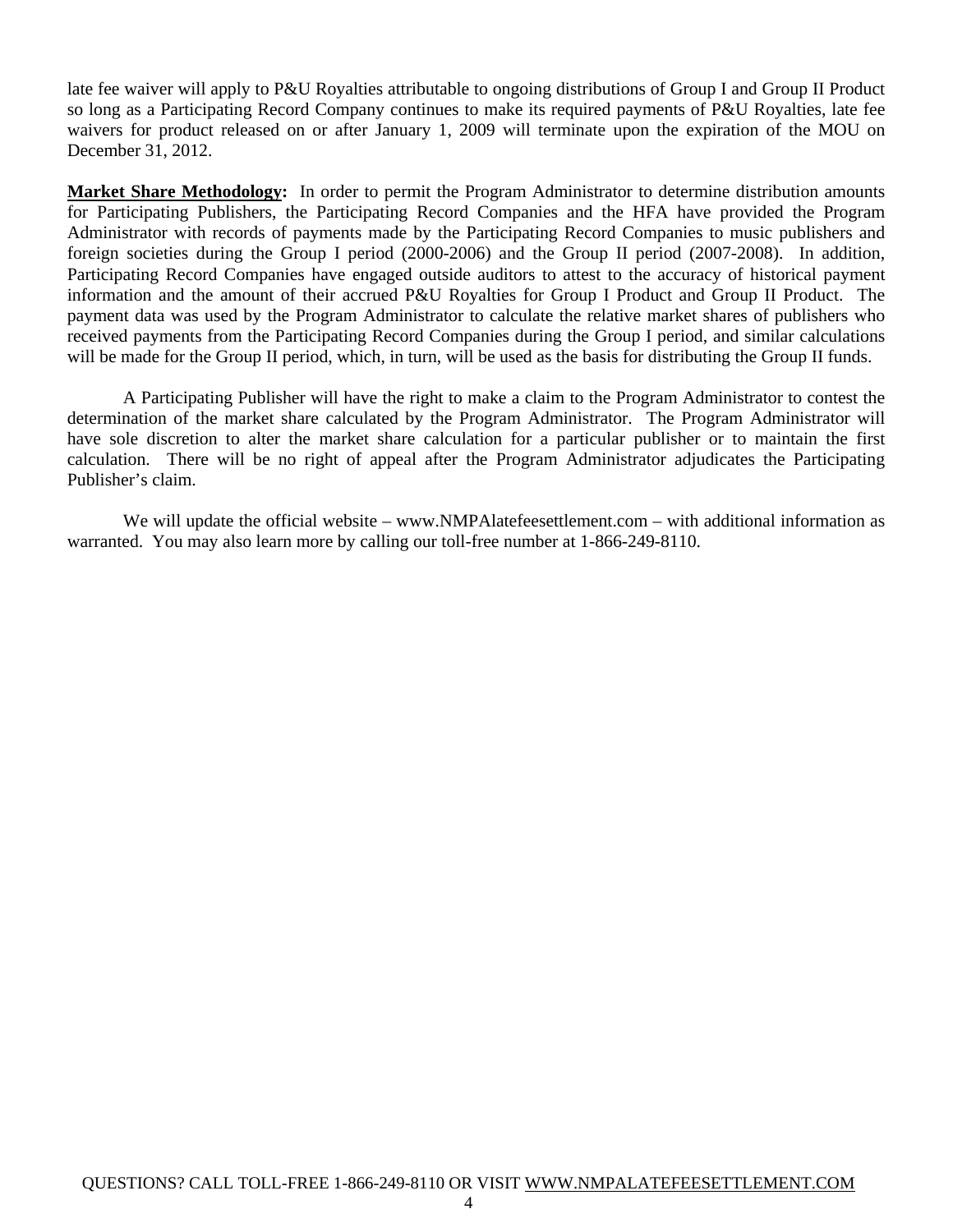late fee waiver will apply to P&U Royalties attributable to ongoing distributions of Group I and Group II Product so long as a Participating Record Company continues to make its required payments of P&U Royalties, late fee waivers for product released on or after January 1, 2009 will terminate upon the expiration of the MOU on December 31, 2012.

**Market Share Methodology:** In order to permit the Program Administrator to determine distribution amounts for Participating Publishers, the Participating Record Companies and the HFA have provided the Program Administrator with records of payments made by the Participating Record Companies to music publishers and foreign societies during the Group I period (2000-2006) and the Group II period (2007-2008). In addition, Participating Record Companies have engaged outside auditors to attest to the accuracy of historical payment information and the amount of their accrued P&U Royalties for Group I Product and Group II Product. The payment data was used by the Program Administrator to calculate the relative market shares of publishers who received payments from the Participating Record Companies during the Group I period, and similar calculations will be made for the Group II period, which, in turn, will be used as the basis for distributing the Group II funds.

A Participating Publisher will have the right to make a claim to the Program Administrator to contest the determination of the market share calculated by the Program Administrator. The Program Administrator will have sole discretion to alter the market share calculation for a particular publisher or to maintain the first calculation. There will be no right of appeal after the Program Administrator adjudicates the Participating Publisher's claim.

We will update the official website – www.NMPAlatefeesettlement.com – with additional information as warranted. You may also learn more by calling our toll-free number at 1-866-249-8110.